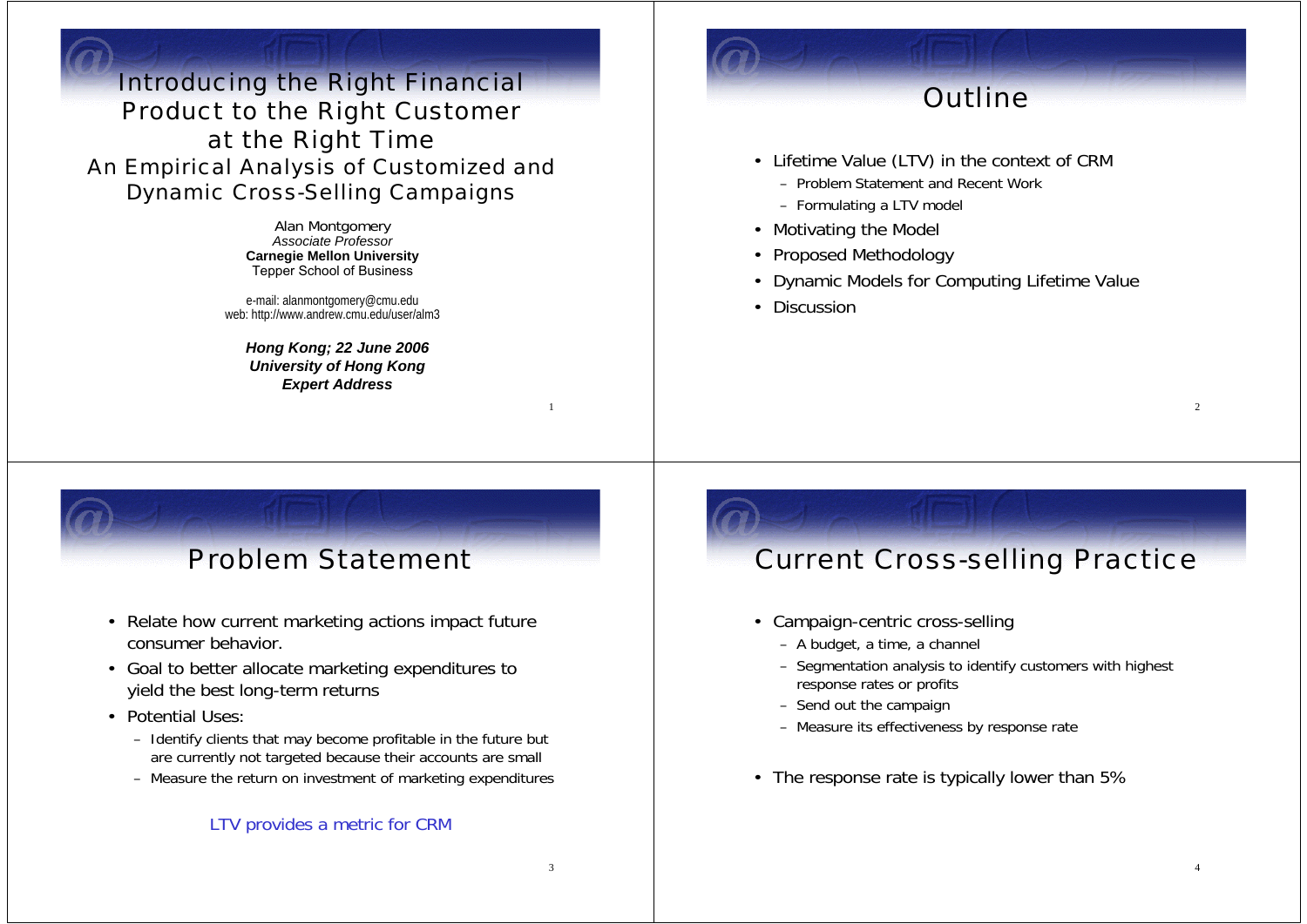# Introducing the Right Financial Product to the Right Customer at the Right Time

## An Empirical Analysis of Customized and Dynamic Cross-Selling Campaigns

Alan Montgomery
*Associate Professor*
**Carnegie Mellon University**
Tepper School of Business

e-mail: alanmontgomery@cmu.edu
web: http://www.andrew.cmu.edu/user/alm3

***Hong Kong; 22 June 2006***
***University of Hong Kong***
***Expert Address***

# Outline

- Lifetime Value (LTV) in the context of CRM
  - Problem Statement and Recent Work
  - Formulating a LTV model
- Motivating the Model
- Proposed Methodology
- Dynamic Models for Computing Lifetime Value
- Discussion

# Problem Statement

- Relate how current marketing actions impact future consumer behavior.
- Goal to better allocate marketing expenditures to yield the best long-term returns
- Potential Uses:
  - Identify clients that may become profitable in the future but are currently not targeted because their accounts are small
  - Measure the return on investment of marketing expenditures

LTV provides a metric for CRM

# Current Cross-selling Practice

- Campaign-centric cross-selling
  - A budget, a time, a channel
  - Segmentation analysis to identify customers with highest response rates or profits
  - Send out the campaign
  - Measure its effectiveness by response rate
- The response rate is typically lower than 5%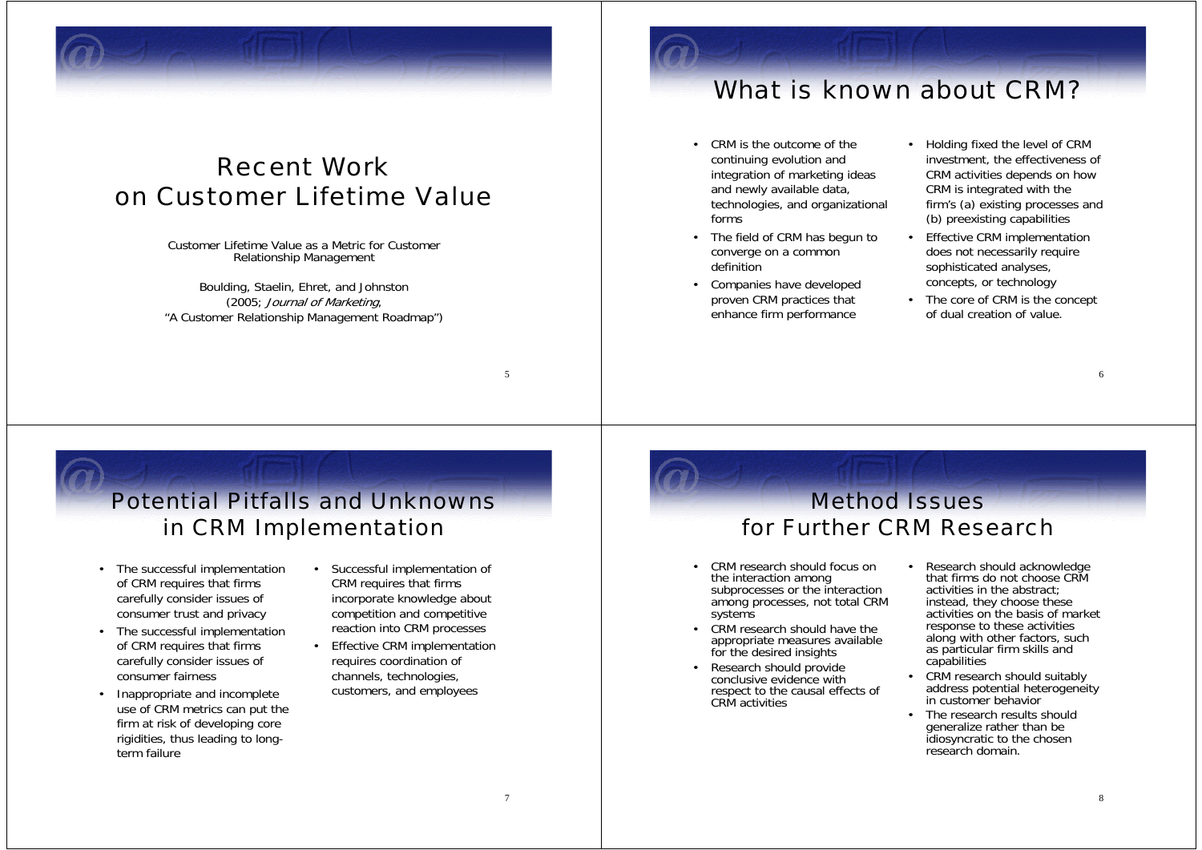# Recent Work on Customer Lifetime Value

Customer Lifetime Value as a Metric for Customer Relationship Management

Boulding, Staelin, Ehret, and Johnston (2005; *Journal of Marketing*, "A Customer Relationship Management Roadmap")

# What is known about CRM?

- CRM is the outcome of the continuing evolution and integration of marketing ideas and newly available data, technologies, and organizational forms
- The field of CRM has begun to converge on a common definition
- Companies have developed proven CRM practices that enhance firm performance
- Holding fixed the level of CRM investment, the effectiveness of CRM activities depends on how CRM is integrated with the firm's (a) existing processes and (b) preexisting capabilities
- Effective CRM implementation does not necessarily require sophisticated analyses, concepts, or technology
- The core of CRM is the concept of dual creation of value.

# Potential Pitfalls and Unknowns in CRM Implementation

- The successful implementation of CRM requires that firms carefully consider issues of consumer trust and privacy
- The successful implementation of CRM requires that firms carefully consider issues of consumer fairness
- Inappropriate and incomplete use of CRM metrics can put the firm at risk of developing core rigidities, thus leading to long-term failure
- Successful implementation of CRM requires that firms incorporate knowledge about competition and competitive reaction into CRM processes
- Effective CRM implementation requires coordination of channels, technologies, customers, and employees

# Method Issues for Further CRM Research

- CRM research should focus on the interaction among subprocesses or the interaction among processes, not total CRM systems
- CRM research should have the appropriate measures available for the desired insights
- Research should provide conclusive evidence with respect to the causal effects of CRM activities
- Research should acknowledge that firms do not choose CRM activities in the abstract; instead, they choose these activities on the basis of market response to these activities along with other factors, such as particular firm skills and capabilities
- CRM research should suitably address potential heterogeneity in customer behavior
- The research results should generalize rather than be idiosyncratic to the chosen research domain.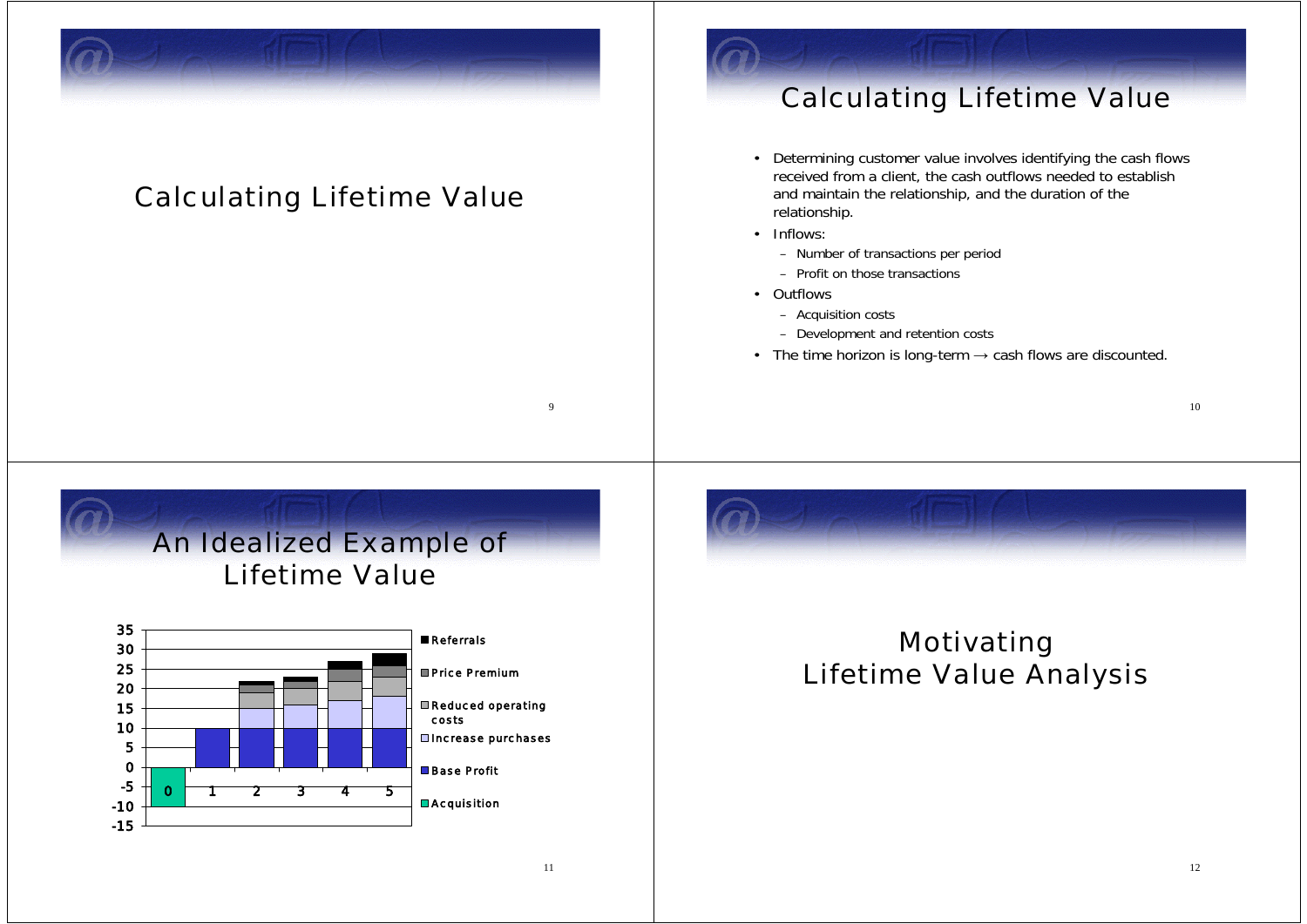# Calculating Lifetime Value

# Calculating Lifetime Value

- Determining customer value involves identifying the cash flows received from a client, the cash outflows needed to establish and maintain the relationship, and the duration of the relationship.
- Inflows:
  - Number of transactions per period
  - Profit on those transactions
- Outflows
  - Acquisition costs
  - Development and retention costs
- The time horizon is long-term → cash flows are discounted.

# An Idealized Example of Lifetime Value

| Period | Acquisition | Base Profit | Increase purchases | Reduced operating costs | Price Premium | Referrals |
|---|---|---|---|---|---|---|
| 0 | -10 | | | | | |
| 1 | | 10 | | | | |
| 2 | | 10 | 5 | 4 | 2 | 1 |
| 3 | | 10 | 6 | 4 | 2 | 1 |
| 4 | | 10 | 7 | 5 | 3 | 2 |
| 5 | | 10 | 8 | 5 | 3 | 3 |

# Motivating Lifetime Value Analysis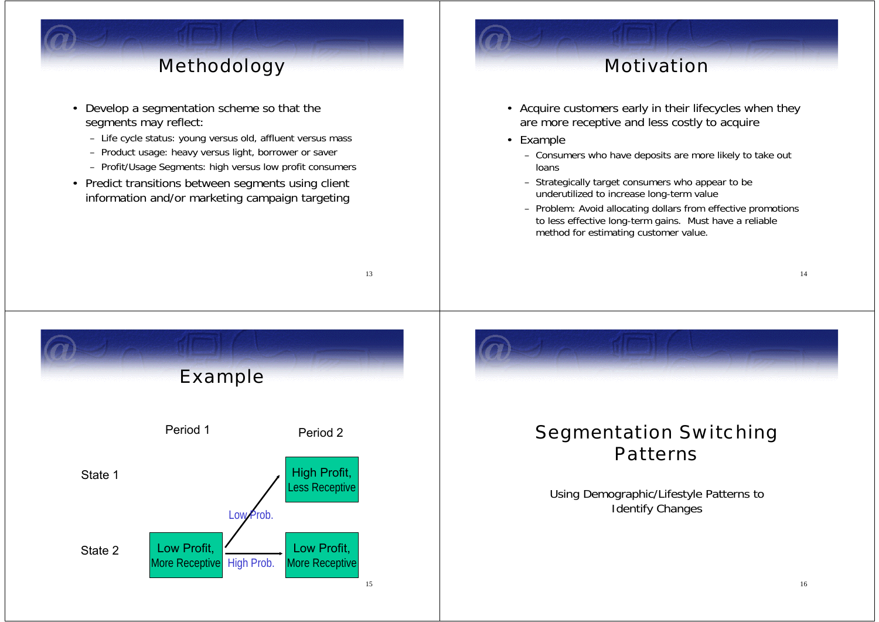# Methodology

- Develop a segmentation scheme so that the segments may reflect:
  - Life cycle status: young versus old, affluent versus mass
  - Product usage: heavy versus light, borrower or saver
  - Profit/Usage Segments: high versus low profit consumers
- Predict transitions between segments using client information and/or marketing campaign targeting

# Motivation

- Acquire customers early in their lifecycles when they are more receptive and less costly to acquire
- Example
  - Consumers who have deposits are more likely to take out loans
  - Strategically target consumers who appear to be underutilized to increase long-term value
  - Problem: Avoid allocating dollars from effective promotions to less effective long-term gains. Must have a reliable method for estimating customer value.

# Example

| | Period 1 | | Period 2 |
|---|---|---|---|
| State 1 | | Low Prob. | High Profit, Less Receptive |
| State 2 | Low Profit, More Receptive | High Prob. | Low Profit, More Receptive |

# Segmentation Switching Patterns

Using Demographic/Lifestyle Patterns to Identify Changes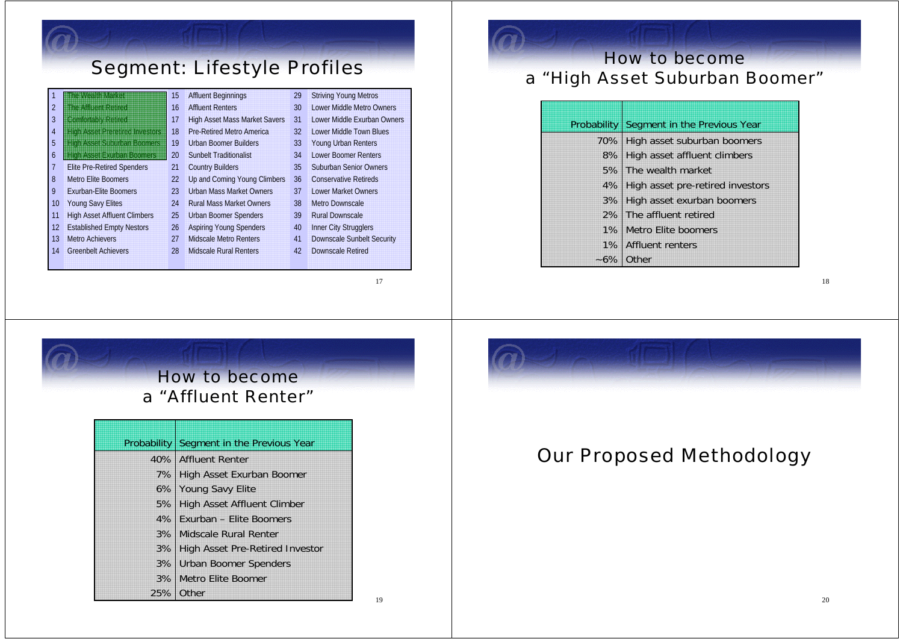# Segment: Lifestyle Profiles

| | | | | | |
|---|---|---|---|---|---|
| 1 | The Wealth Market | 15 | Affluent Beginnings | 29 | Striving Young Metros |
| 2 | The Affluent Retired | 16 | Affluent Renters | 30 | Lower Middle Metro Owners |
| 3 | Comfortably Retired | 17 | High Asset Mass Market Savers | 31 | Lower Middle Exurban Owners |
| 4 | High Asset Preretired Investors | 18 | Pre-Retired Metro America | 32 | Lower Middle Town Blues |
| 5 | High Asset Suburban Boomers | 19 | Urban Boomer Builders | 33 | Young Urban Renters |
| 6 | High Asset Exurban Boomers | 20 | Sunbelt Traditionalist | 34 | Lower Boomer Renters |
| 7 | Elite Pre-Retired Spenders | 21 | Country Builders | 35 | Suburban Senior Owners |
| 8 | Metro Elite Boomers | 22 | Up and Coming Young Climbers | 36 | Conservative Retireds |
| 9 | Exurban-Elite Boomers | 23 | Urban Mass Market Owners | 37 | Lower Market Owners |
| 10 | Young Savy Elites | 24 | Rural Mass Market Owners | 38 | Metro Downscale |
| 11 | High Asset Affluent Climbers | 25 | Urban Boomer Spenders | 39 | Rural Downscale |
| 12 | Established Empty Nestors | 26 | Aspiring Young Spenders | 40 | Inner City Strugglers |
| 13 | Metro Achievers | 27 | Midscale Metro Renters | 41 | Downscale Sunbelt Security |
| 14 | Greenbelt Achievers | 28 | Midscale Rural Renters | 42 | Downscale Retired |

# How to become a "High Asset Suburban Boomer"

| Probability | Segment in the Previous Year |
|---|---|
| 70% | High asset suburban boomers |
| 8% | High asset affluent climbers |
| 5% | The wealth market |
| 4% | High asset pre-retired investors |
| 3% | High asset exurban boomers |
| 2% | The affluent retired |
| 1% | Metro Elite boomers |
| 1% | Affluent renters |
| ~6% | Other |

# How to become a "Affluent Renter"

| Probability | Segment in the Previous Year |
|---|---|
| 40% | Affluent Renter |
| 7% | High Asset Exurban Boomer |
| 6% | Young Savy Elite |
| 5% | High Asset Affluent Climber |
| 4% | Exurban – Elite Boomers |
| 3% | Midscale Rural Renter |
| 3% | High Asset Pre-Retired Investor |
| 3% | Urban Boomer Spenders |
| 3% | Metro Elite Boomer |
| 25% | Other |

# Our Proposed Methodology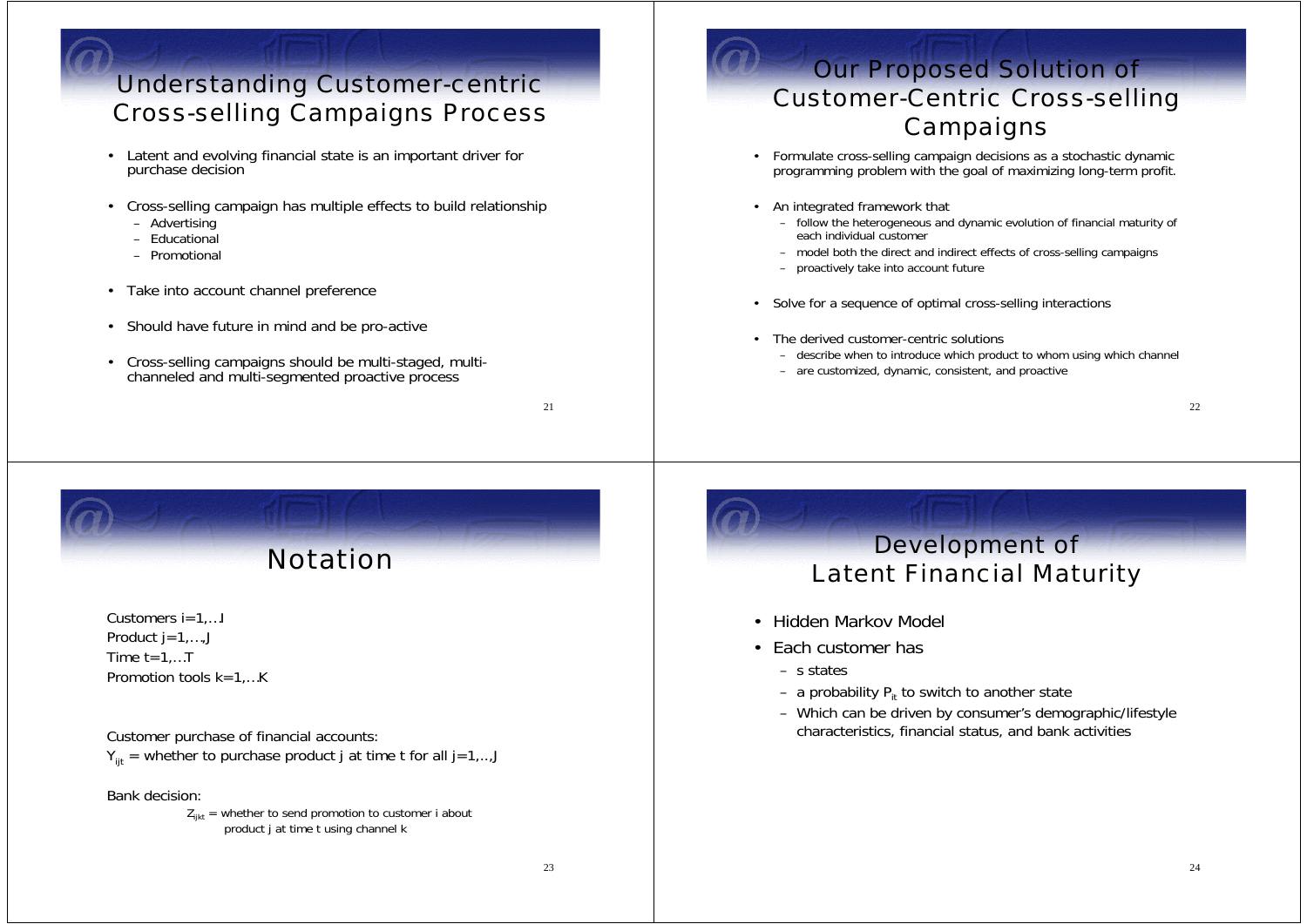# Understanding Customer-centric Cross-selling Campaigns Process

- Latent and evolving financial state is an important driver for purchase decision
- Cross-selling campaign has multiple effects to build relationship
  - Advertising
  - Educational
  - Promotional
- Take into account channel preference
- Should have future in mind and be pro-active
- Cross-selling campaigns should be multi-staged, multi-channeled and multi-segmented proactive process

# Our Proposed Solution of Customer-Centric Cross-selling Campaigns

- Formulate cross-selling campaign decisions as a stochastic dynamic programming problem with the goal of maximizing long-term profit.
- An integrated framework that
  - follow the heterogeneous and dynamic evolution of financial maturity of each individual customer
  - model both the direct and indirect effects of cross-selling campaigns
  - proactively take into account future
- Solve for a sequence of optimal cross-selling interactions
- The derived customer-centric solutions
  - describe when to introduce which product to whom using which channel
  - are customized, dynamic, consistent, and proactive

# Notation

Customers i=1,…I
Product j=1,…,J
Time t=1,…T
Promotion tools k=1,…K

Customer purchase of financial accounts:
$Y_{ijt}$ = whether to purchase product j at time t for all j=1,..,J

Bank decision:

$Z_{ijkt}$ = whether to send promotion to customer i about product j at time t using channel k

# Development of Latent Financial Maturity

- Hidden Markov Model
- Each customer has
  - s states
  - a probability $P_{it}$ to switch to another state
  - Which can be driven by consumer's demographic/lifestyle characteristics, financial status, and bank activities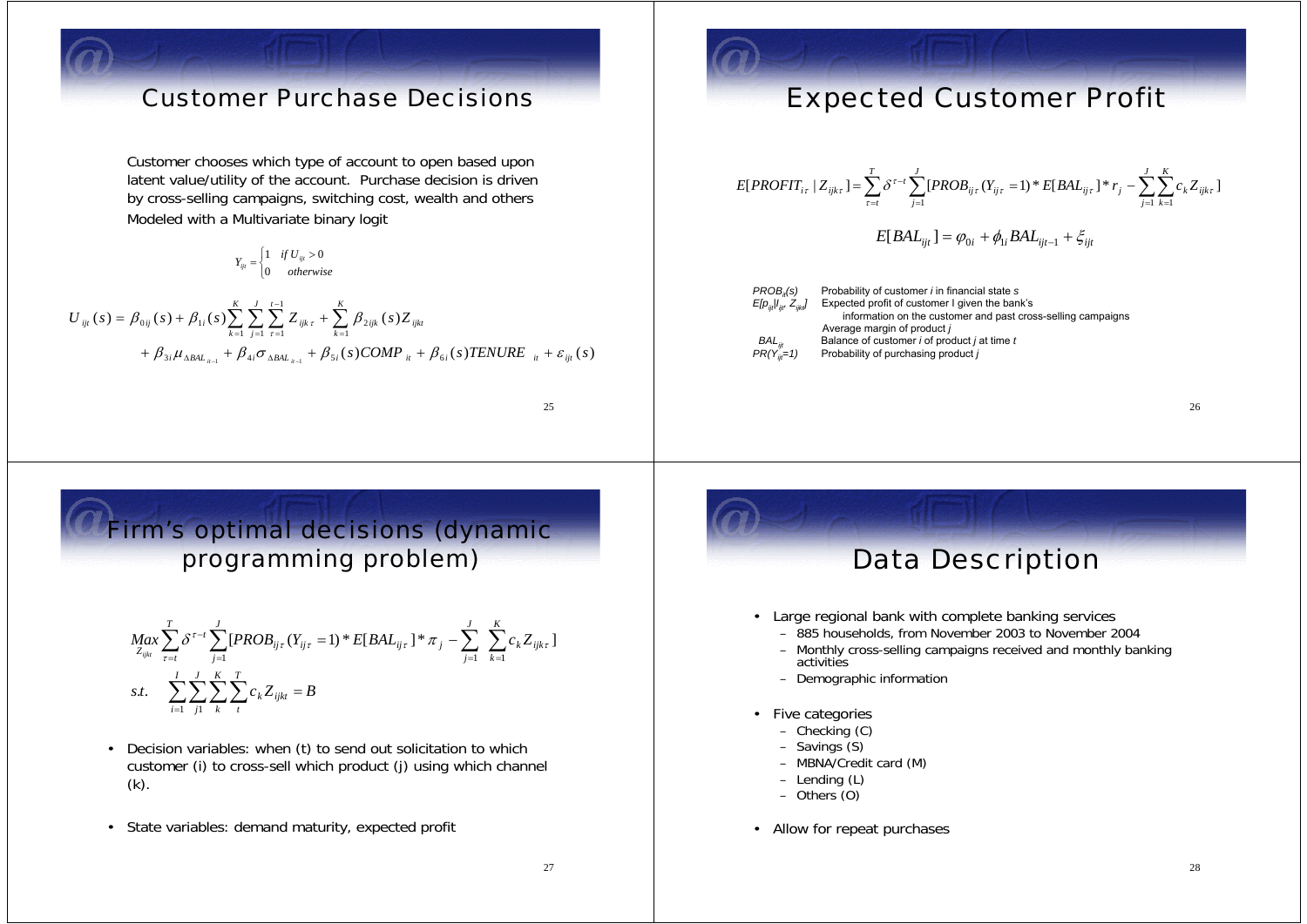## Customer Purchase Decisions

Customer chooses which type of account to open based upon latent value/utility of the account. Purchase decision is driven by cross-selling campaigns, switching cost, wealth and others Modeled with a Multivariate binary logit

$$Y_{ijt} = \begin{cases} 1 & \text{if } U_{ijt} > 0 \\ 0 & \text{otherwise} \end{cases}$$

$$U_{ijt}(s) = \beta_{0ij}(s) + \beta_{1i}(s)\sum_{k=1}^{K}\sum_{j=1}^{J}\sum_{\tau=1}^{t-1} Z_{ijk\tau} + \sum_{k=1}^{K}\beta_{2ijk}(s) Z_{ijkt}$$
$$+ \beta_{3i}\mu_{\Delta BAL_{it-1}} + \beta_{4i}\sigma_{\Delta BAL_{it-1}} + \beta_{5i}(s)COMP_{it} + \beta_{6i}(s)TENURE_{it} + \varepsilon_{ijt}(s)$$

## Expected Customer Profit

$$E[PROFIT_{i\tau} \mid Z_{ijk\tau}] = \sum_{\tau=t}^{T}\delta^{\tau-t}\sum_{j=1}^{J}[PROB_{ij\tau}(Y_{ij\tau}=1) * E[BAL_{ij\tau}] * r_j - \sum_{j=1}^{J}\sum_{k=1}^{K} c_k Z_{ijk\tau}]$$

$$E[BAL_{ijt}] = \varphi_{0i} + \phi_{1i} BAL_{ijt-1} + \xi_{ijt}$$

| | |
|---|---|
| $PROB_{it}(s)$ | Probability of customer *i* in financial state *s* |
| $E[p_{ijt} \mid I_{ijt}, Z_{ijkt}]$ | Expected profit of customer I given the bank's information on the customer and past cross-selling campaigns |
| | Average margin of product *j* |
| $BAL_{ijt}$ | Balance of customer *i* of product *j* at time *t* |
| $PR(Y_{ijt}=1)$ | Probability of purchasing product *j* |

## Firm's optimal decisions (dynamic programming problem)

$$\underset{Z_{ijkt}}{Max}\sum_{\tau=t}^{T}\delta^{\tau-t}\sum_{j=1}^{J}[PROB_{ij\tau}(Y_{ij\tau}=1) * E[BAL_{ij\tau}] * \pi_j - \sum_{j=1}^{J}\sum_{k=1}^{K} c_k Z_{ijk\tau}]$$

$$s.t. \quad \sum_{i=1}^{I}\sum_{j1}^{J}\sum_{k}^{K}\sum_{t}^{T} c_k Z_{ijkt} = B$$

- Decision variables: when (t) to send out solicitation to which customer (i) to cross-sell which product (j) using which channel (k).
- State variables: demand maturity, expected profit

## Data Description

- Large regional bank with complete banking services
  - 885 households, from November 2003 to November 2004
  - Monthly cross-selling campaigns received and monthly banking activities
  - Demographic information
- Five categories
  - Checking (C)
  - Savings (S)
  - MBNA/Credit card (M)
  - Lending (L)
  - Others (O)
- Allow for repeat purchases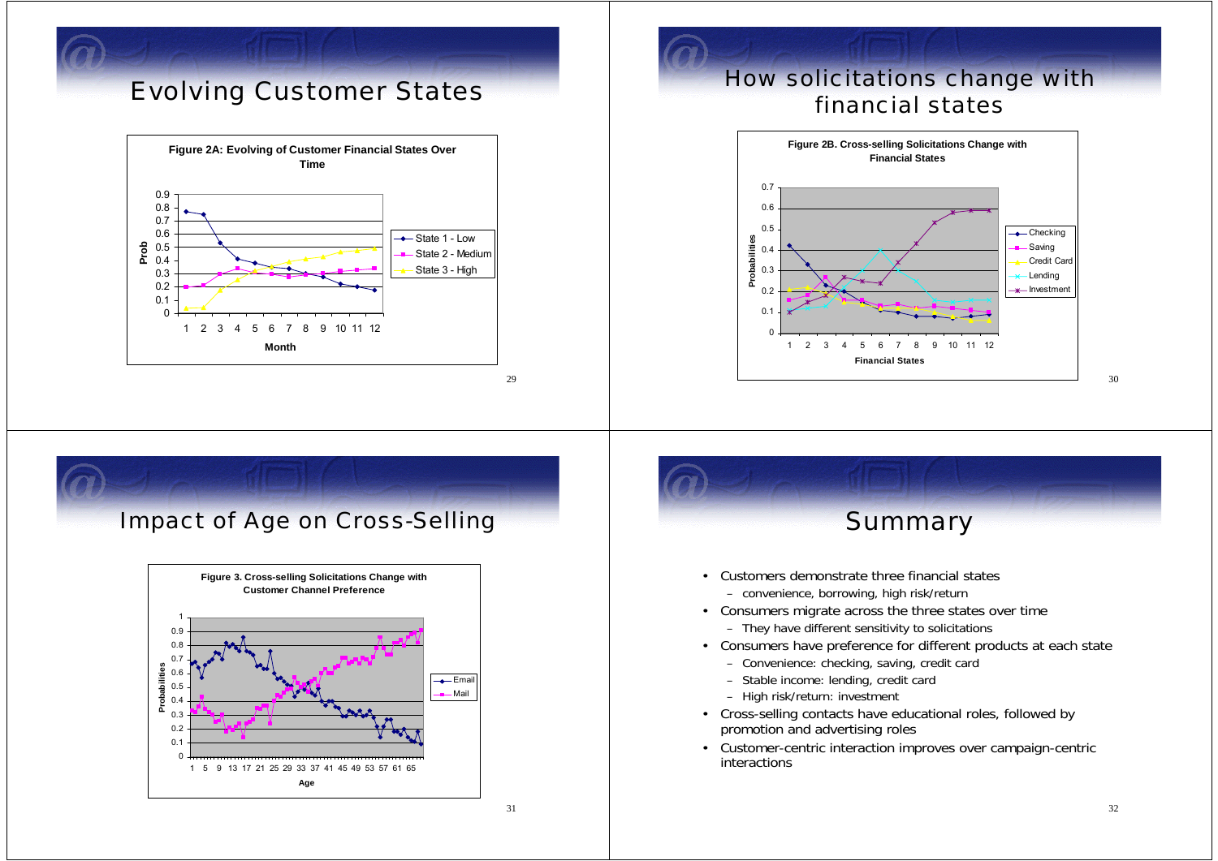## Evolving Customer States

**Figure 2A: Evolving of Customer Financial States Over Time**

## How solicitations change with financial states

**Figure 2B. Cross-selling Solicitations Change with Financial States**

## Impact of Age on Cross-Selling

**Figure 3. Cross-selling Solicitations Change with Customer Channel Preference**

## Summary

- Customers demonstrate three financial states
  - convenience, borrowing, high risk/return
- Consumers migrate across the three states over time
  - They have different sensitivity to solicitations
- Consumers have preference for different products at each state
  - Convenience: checking, saving, credit card
  - Stable income: lending, credit card
  - High risk/return: investment
- Cross-selling contacts have educational roles, followed by promotion and advertising roles
- Customer-centric interaction improves over campaign-centric interactions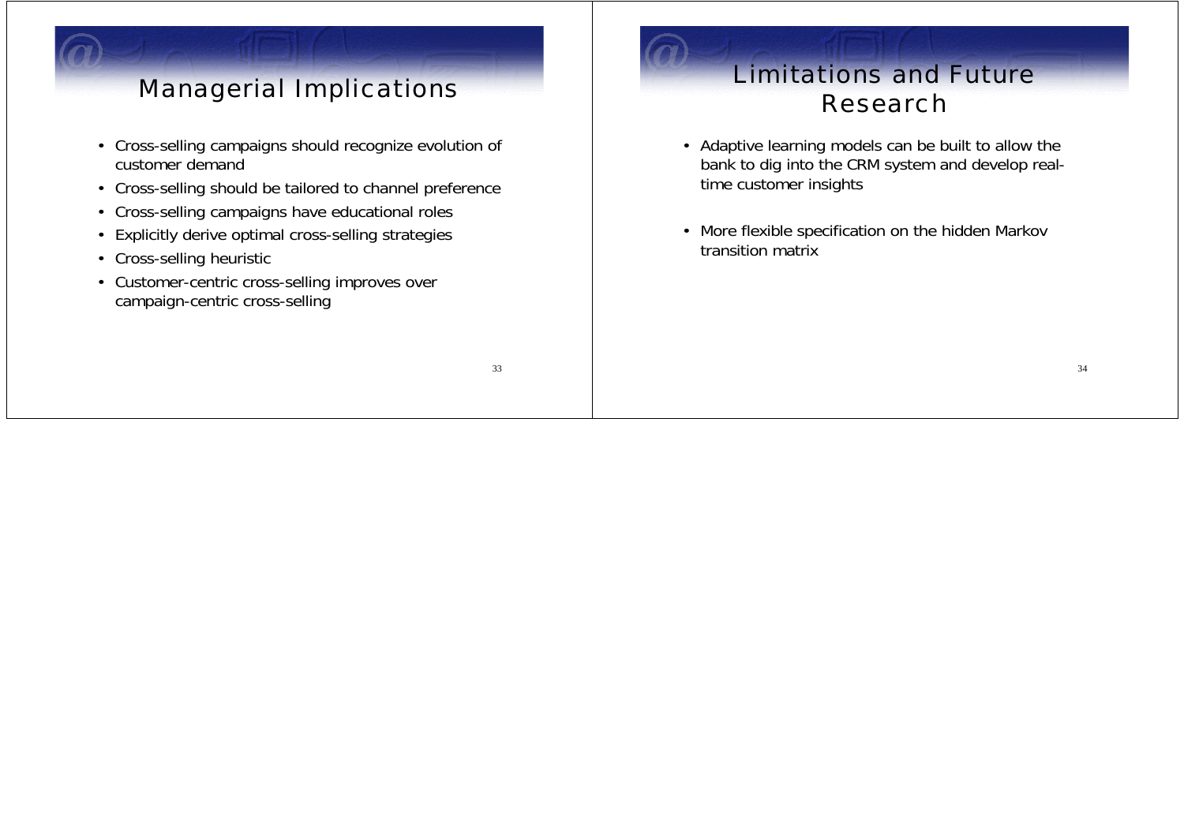## Managerial Implications

- Cross-selling campaigns should recognize evolution of customer demand
- Cross-selling should be tailored to channel preference
- Cross-selling campaigns have educational roles
- Explicitly derive optimal cross-selling strategies
- Cross-selling heuristic
- Customer-centric cross-selling improves over campaign-centric cross-selling

## Limitations and Future Research

- Adaptive learning models can be built to allow the bank to dig into the CRM system and develop real-time customer insights
- More flexible specification on the hidden Markov transition matrix